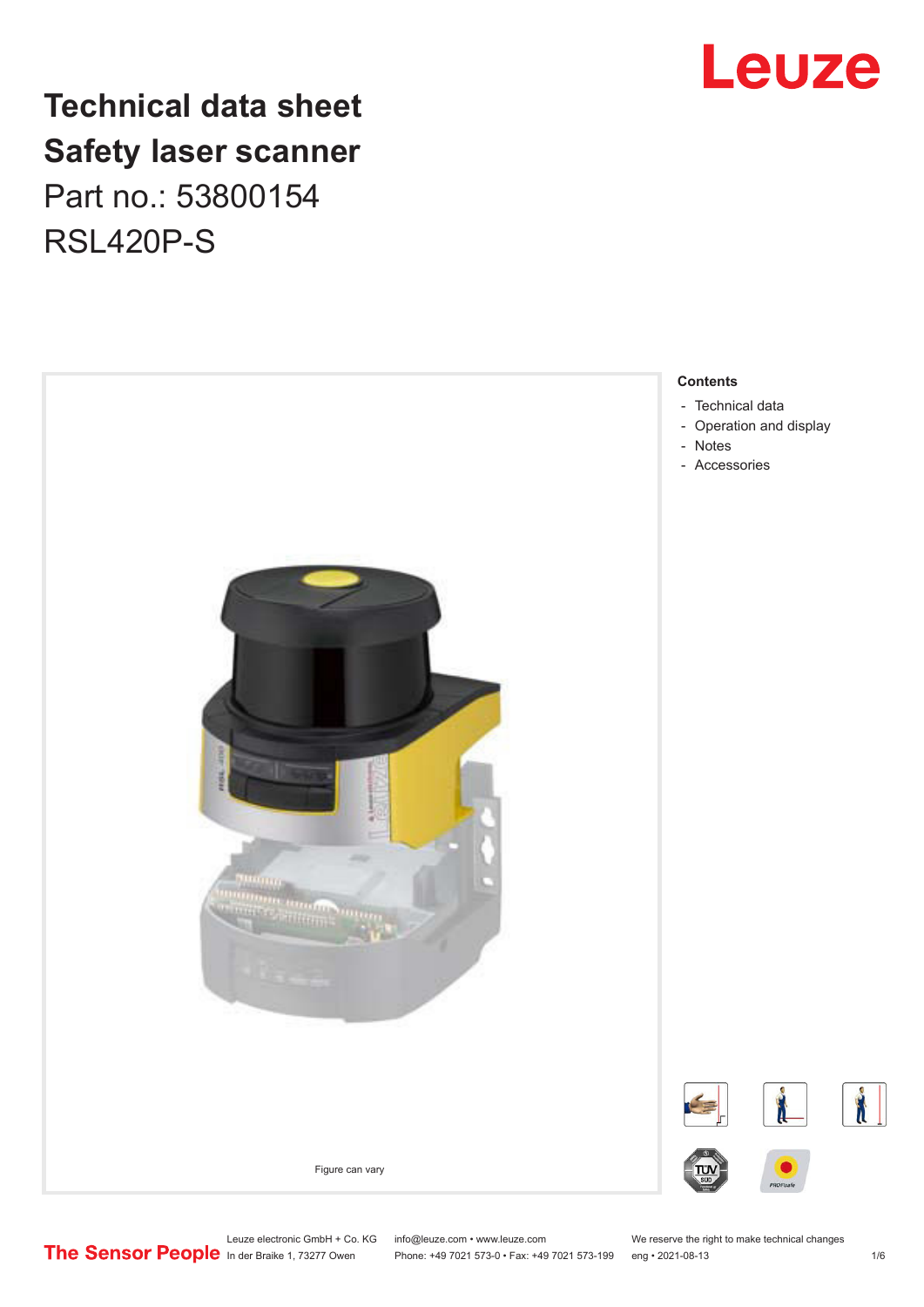# Technical data sheet
# Safety laser scanner

Part no.: 53800154

RSL420P-S

Figure can vary

**Contents**

- Technical data
- Operation and display
- Notes
- Accessories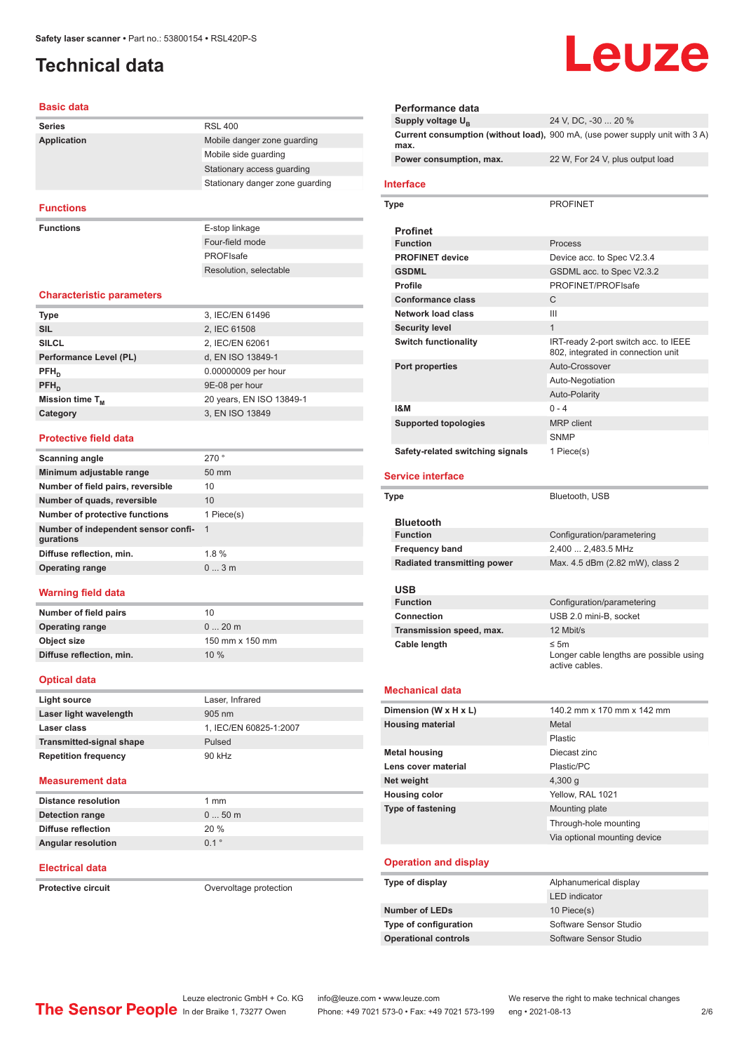# Technical data

## Basic data

| | |
|---|---|
| **Series** | RSL 400 |
| **Application** | Mobile danger zone guarding |
| | Mobile side guarding |
| | Stationary access guarding |
| | Stationary danger zone guarding |

## Functions

| | |
|---|---|
| **Functions** | E-stop linkage |
| | Four-field mode |
| | PROFIsafe |
| | Resolution, selectable |

## Characteristic parameters

| | |
|---|---|
| **Type** | 3, IEC/EN 61496 |
| **SIL** | 2, IEC 61508 |
| **SILCL** | 2, IEC/EN 62061 |
| **Performance Level (PL)** | d, EN ISO 13849-1 |
| **$PFH_D$** | 0.00000009 per hour |
| **$PFH_D$** | 9E-08 per hour |
| **Mission time $T_M$** | 20 years, EN ISO 13849-1 |
| **Category** | 3, EN ISO 13849 |

## Protective field data

| | |
|---|---|
| **Scanning angle** | 270 ° |
| **Minimum adjustable range** | 50 mm |
| **Number of field pairs, reversible** | 10 |
| **Number of quads, reversible** | 10 |
| **Number of protective functions** | 1 Piece(s) |
| **Number of independent sensor configurations** | 1 |
| **Diffuse reflection, min.** | 1.8 % |
| **Operating range** | 0 ... 3 m |

## Warning field data

| | |
|---|---|
| **Number of field pairs** | 10 |
| **Operating range** | 0 ... 20 m |
| **Object size** | 150 mm x 150 mm |
| **Diffuse reflection, min.** | 10 % |

## Optical data

| | |
|---|---|
| **Light source** | Laser, Infrared |
| **Laser light wavelength** | 905 nm |
| **Laser class** | 1, IEC/EN 60825-1:2007 |
| **Transmitted-signal shape** | Pulsed |
| **Repetition frequency** | 90 kHz |

## Measurement data

| | |
|---|---|
| **Distance resolution** | 1 mm |
| **Detection range** | 0 ... 50 m |
| **Diffuse reflection** | 20 % |
| **Angular resolution** | 0.1 ° |

## Electrical data

| | |
|---|---|
| **Protective circuit** | Overvoltage protection |

### Performance data

| | |
|---|---|
| **Supply voltage $U_B$** | 24 V, DC, -30 ... 20 % |
| **Current consumption (without load), max.** | 900 mA, (use power supply unit with 3 A) |
| **Power consumption, max.** | 22 W, For 24 V, plus output load |

## Interface

| | |
|---|---|
| **Type** | PROFINET |

### Profinet

| | |
|---|---|
| **Function** | Process |
| **PROFINET device** | Device acc. to Spec V2.3.4 |
| **GSDML** | GSDML acc. to Spec V2.3.2 |
| **Profile** | PROFINET/PROFIsafe |
| **Conformance class** | C |
| **Network load class** | III |
| **Security level** | 1 |
| **Switch functionality** | IRT-ready 2-port switch acc. to IEEE 802, integrated in connection unit |
| **Port properties** | Auto-Crossover |
| | Auto-Negotiation |
| | Auto-Polarity |
| **I&M** | 0 - 4 |
| **Supported topologies** | MRP client |
| | SNMP |
| **Safety-related switching signals** | 1 Piece(s) |

## Service interface

| | |
|---|---|
| **Type** | Bluetooth, USB |

### Bluetooth

| | |
|---|---|
| **Function** | Configuration/parametering |
| **Frequency band** | 2,400 ... 2,483.5 MHz |
| **Radiated transmitting power** | Max. 4.5 dBm (2.82 mW), class 2 |

### USB

| | |
|---|---|
| **Function** | Configuration/parametering |
| **Connection** | USB 2.0 mini-B, socket |
| **Transmission speed, max.** | 12 Mbit/s |
| **Cable length** | ≤ 5m<br>Longer cable lengths are possible using active cables. |

## Mechanical data

| | |
|---|---|
| **Dimension (W x H x L)** | 140.2 mm x 170 mm x 142 mm |
| **Housing material** | Metal |
| | Plastic |
| **Metal housing** | Diecast zinc |
| **Lens cover material** | Plastic/PC |
| **Net weight** | 4,300 g |
| **Housing color** | Yellow, RAL 1021 |
| **Type of fastening** | Mounting plate |
| | Through-hole mounting |
| | Via optional mounting device |

## Operation and display

| | |
|---|---|
| **Type of display** | Alphanumerical display |
| | LED indicator |
| **Number of LEDs** | 10 Piece(s) |
| **Type of configuration** | Software Sensor Studio |
| **Operational controls** | Software Sensor Studio |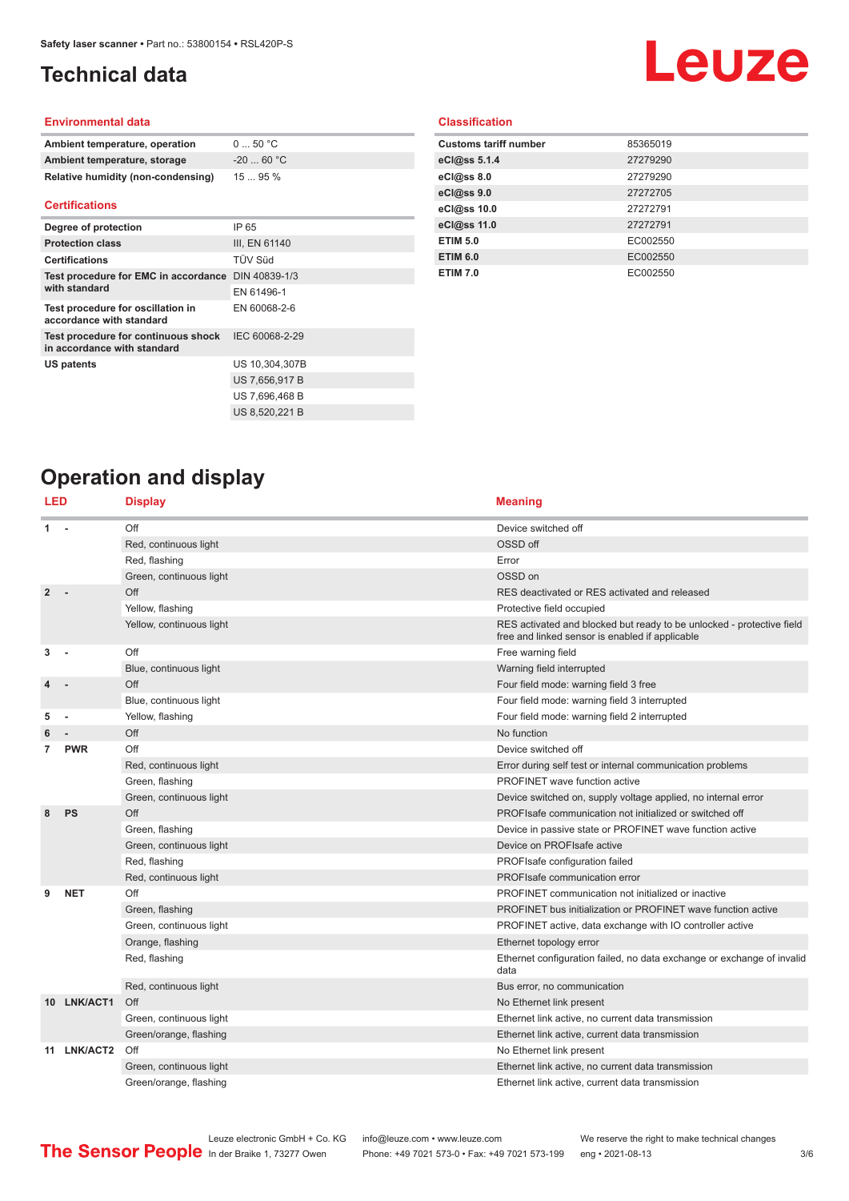# Technical data

## Environmental data

| | |
|---|---|
| **Ambient temperature, operation** | 0 ... 50 °C |
| **Ambient temperature, storage** | -20 ... 60 °C |
| **Relative humidity (non-condensing)** | 15 ... 95 % |

## Certifications

| | |
|---|---|
| **Degree of protection** | IP 65 |
| **Protection class** | III, EN 61140 |
| **Certifications** | TÜV Süd |
| **Test procedure for EMC in accordance with standard** | DIN 40839-1/3 |
| | EN 61496-1 |
| **Test procedure for oscillation in accordance with standard** | EN 60068-2-6 |
| **Test procedure for continuous shock in accordance with standard** | IEC 60068-2-29 |
| **US patents** | US 10,304,307B |
| | US 7,656,917 B |
| | US 7,696,468 B |
| | US 8,520,221 B |

## Classification

| | |
|---|---|
| **Customs tariff number** | 85365019 |
| **eCl@ss 5.1.4** | 27279290 |
| **eCl@ss 8.0** | 27279290 |
| **eCl@ss 9.0** | 27272705 |
| **eCl@ss 10.0** | 27272791 |
| **eCl@ss 11.0** | 27272791 |
| **ETIM 5.0** | EC002550 |
| **ETIM 6.0** | EC002550 |
| **ETIM 7.0** | EC002550 |

# Operation and display

| LED | | Display | Meaning |
|---|---|---|---|
| **1** | **-** | Off | Device switched off |
| | | Red, continuous light | OSSD off |
| | | Red, flashing | Error |
| | | Green, continuous light | OSSD on |
| **2** | **-** | Off | RES deactivated or RES activated and released |
| | | Yellow, flashing | Protective field occupied |
| | | Yellow, continuous light | RES activated and blocked but ready to be unlocked - protective field free and linked sensor is enabled if applicable |
| **3** | **-** | Off | Free warning field |
| | | Blue, continuous light | Warning field interrupted |
| **4** | **-** | Off | Four field mode: warning field 3 free |
| | | Blue, continuous light | Four field mode: warning field 3 interrupted |
| **5** | **-** | Yellow, flashing | Four field mode: warning field 2 interrupted |
| **6** | **-** | Off | No function |
| **7** | **PWR** | Off | Device switched off |
| | | Red, continuous light | Error during self test or internal communication problems |
| | | Green, flashing | PROFINET wave function active |
| | | Green, continuous light | Device switched on, supply voltage applied, no internal error |
| **8** | **PS** | Off | PROFIsafe communication not initialized or switched off |
| | | Green, flashing | Device in passive state or PROFINET wave function active |
| | | Green, continuous light | Device on PROFIsafe active |
| | | Red, flashing | PROFIsafe configuration failed |
| | | Red, continuous light | PROFIsafe communication error |
| **9** | **NET** | Off | PROFINET communication not initialized or inactive |
| | | Green, flashing | PROFINET bus initialization or PROFINET wave function active |
| | | Green, continuous light | PROFINET active, data exchange with IO controller active |
| | | Orange, flashing | Ethernet topology error |
| | | Red, flashing | Ethernet configuration failed, no data exchange or exchange of invalid data |
| | | Red, continuous light | Bus error, no communication |
| **10** | **LNK/ACT1** | Off | No Ethernet link present |
| | | Green, continuous light | Ethernet link active, no current data transmission |
| | | Green/orange, flashing | Ethernet link active, current data transmission |
| **11** | **LNK/ACT2** | Off | No Ethernet link present |
| | | Green, continuous light | Ethernet link active, no current data transmission |
| | | Green/orange, flashing | Ethernet link active, current data transmission |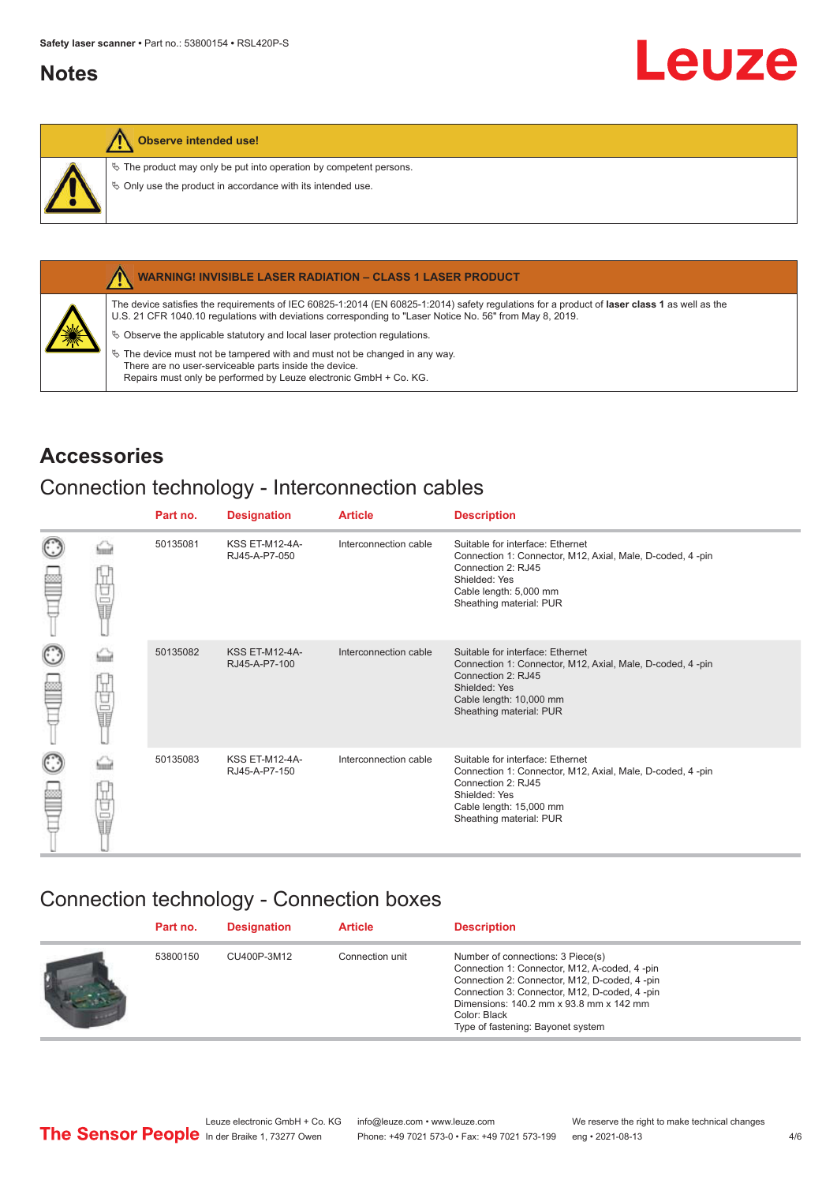## Notes

**Observe intended use!**

- ↳ The product may only be put into operation by competent persons.
- ↳ Only use the product in accordance with its intended use.

**WARNING! INVISIBLE LASER RADIATION – CLASS 1 LASER PRODUCT**

The device satisfies the requirements of IEC 60825-1:2014 (EN 60825-1:2014) safety regulations for a product of **laser class 1** as well as the U.S. 21 CFR 1040.10 regulations with deviations corresponding to "Laser Notice No. 56" from May 8, 2019.

- ↳ Observe the applicable statutory and local laser protection regulations.
- ↳ The device must not be tampered with and must not be changed in any way.
  There are no user-serviceable parts inside the device.
  Repairs must only be performed by Leuze electronic GmbH + Co. KG.

# Accessories

## Connection technology - Interconnection cables

| Part no. | Designation | Article | Description |
|---|---|---|---|
| 50135081 | KSS ET-M12-4A-RJ45-A-P7-050 | Interconnection cable | Suitable for interface: Ethernet<br>Connection 1: Connector, M12, Axial, Male, D-coded, 4 -pin<br>Connection 2: RJ45<br>Shielded: Yes<br>Cable length: 5,000 mm<br>Sheathing material: PUR |
| 50135082 | KSS ET-M12-4A-RJ45-A-P7-100 | Interconnection cable | Suitable for interface: Ethernet<br>Connection 1: Connector, M12, Axial, Male, D-coded, 4 -pin<br>Connection 2: RJ45<br>Shielded: Yes<br>Cable length: 10,000 mm<br>Sheathing material: PUR |
| 50135083 | KSS ET-M12-4A-RJ45-A-P7-150 | Interconnection cable | Suitable for interface: Ethernet<br>Connection 1: Connector, M12, Axial, Male, D-coded, 4 -pin<br>Connection 2: RJ45<br>Shielded: Yes<br>Cable length: 15,000 mm<br>Sheathing material: PUR |

## Connection technology - Connection boxes

| Part no. | Designation | Article | Description |
|---|---|---|---|
| 53800150 | CU400P-3M12 | Connection unit | Number of connections: 3 Piece(s)<br>Connection 1: Connector, M12, A-coded, 4 -pin<br>Connection 2: Connector, M12, D-coded, 4 -pin<br>Connection 3: Connector, M12, D-coded, 4 -pin<br>Dimensions: 140.2 mm x 93.8 mm x 142 mm<br>Color: Black<br>Type of fastening: Bayonet system |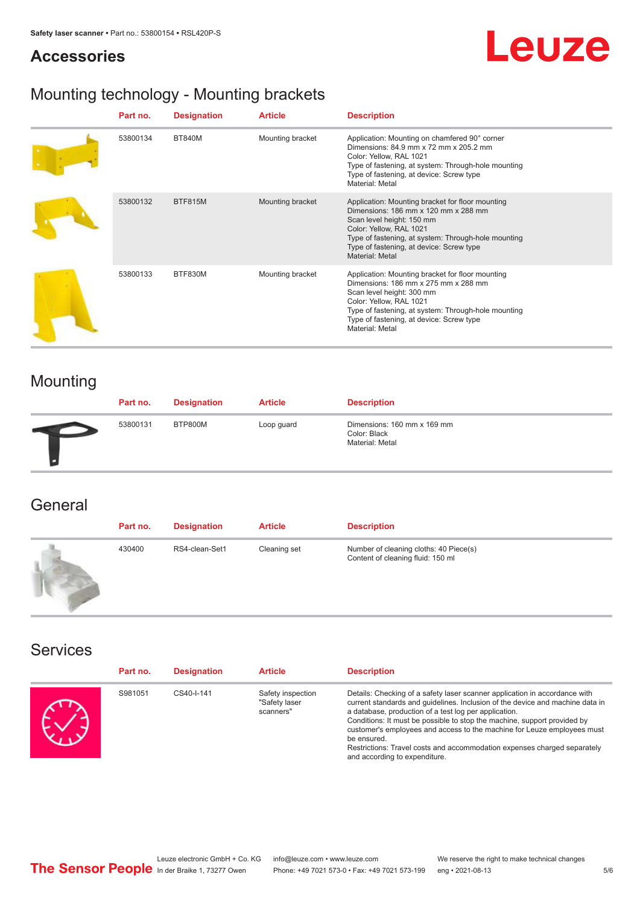## Accessories

### Mounting technology - Mounting brackets

| Part no. | Designation | Article | Description |
|---|---|---|---|
| 53800134 | BT840M | Mounting bracket | Application: Mounting on chamfered 90° corner<br>Dimensions: 84.9 mm x 72 mm x 205.2 mm<br>Color: Yellow, RAL 1021<br>Type of fastening, at system: Through-hole mounting<br>Type of fastening, at device: Screw type<br>Material: Metal |
| 53800132 | BTF815M | Mounting bracket | Application: Mounting bracket for floor mounting<br>Dimensions: 186 mm x 120 mm x 288 mm<br>Scan level height: 150 mm<br>Color: Yellow, RAL 1021<br>Type of fastening, at system: Through-hole mounting<br>Type of fastening, at device: Screw type<br>Material: Metal |
| 53800133 | BTF830M | Mounting bracket | Application: Mounting bracket for floor mounting<br>Dimensions: 186 mm x 275 mm x 288 mm<br>Scan level height: 300 mm<br>Color: Yellow, RAL 1021<br>Type of fastening, at system: Through-hole mounting<br>Type of fastening, at device: Screw type<br>Material: Metal |

### Mounting

| Part no. | Designation | Article | Description |
|---|---|---|---|
| 53800131 | BTP800M | Loop guard | Dimensions: 160 mm x 169 mm<br>Color: Black<br>Material: Metal |

### General

| Part no. | Designation | Article | Description |
|---|---|---|---|
| 430400 | RS4-clean-Set1 | Cleaning set | Number of cleaning cloths: 40 Piece(s)<br>Content of cleaning fluid: 150 ml |

### Services

| Part no. | Designation | Article | Description |
|---|---|---|---|
| S981051 | CS40-I-141 | Safety inspection "Safety laser scanners" | Details: Checking of a safety laser scanner application in accordance with current standards and guidelines. Inclusion of the device and machine data in a database, production of a test log per application.<br>Conditions: It must be possible to stop the machine, support provided by customer's employees and access to the machine for Leuze employees must be ensured.<br>Restrictions: Travel costs and accommodation expenses charged separately and according to expenditure. |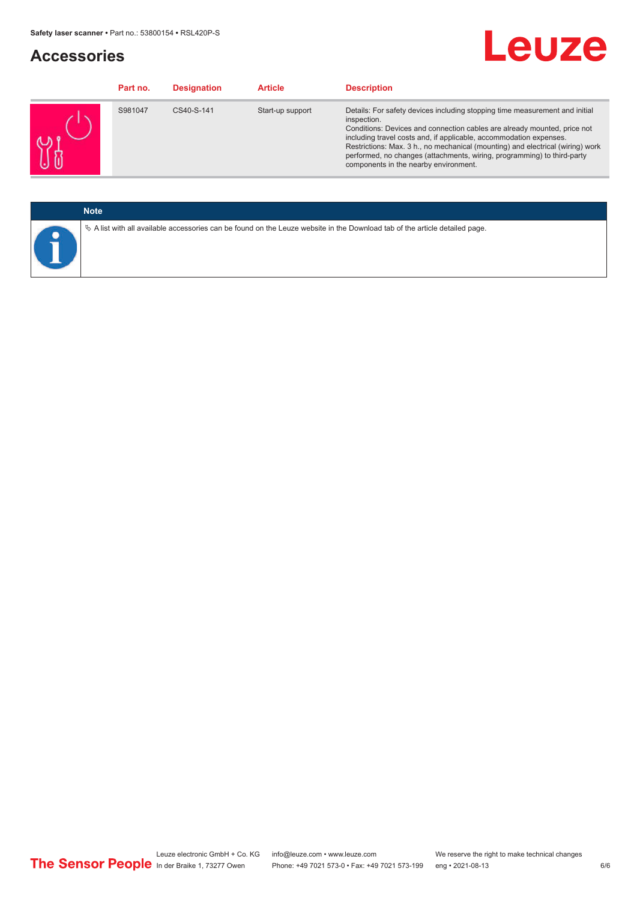## Accessories

| | Part no. | Designation | Article | Description |
|---|---|---|---|---|
| | S981047 | CS40-S-141 | Start-up support | Details: For safety devices including stopping time measurement and initial inspection.<br>Conditions: Devices and connection cables are already mounted, price not including travel costs and, if applicable, accommodation expenses.<br>Restrictions: Max. 3 h., no mechanical (mounting) and electrical (wiring) work performed, no changes (attachments, wiring, programming) to third-party components in the nearby environment. |

**Note**

✎ A list with all available accessories can be found on the Leuze website in the Download tab of the article detailed page.